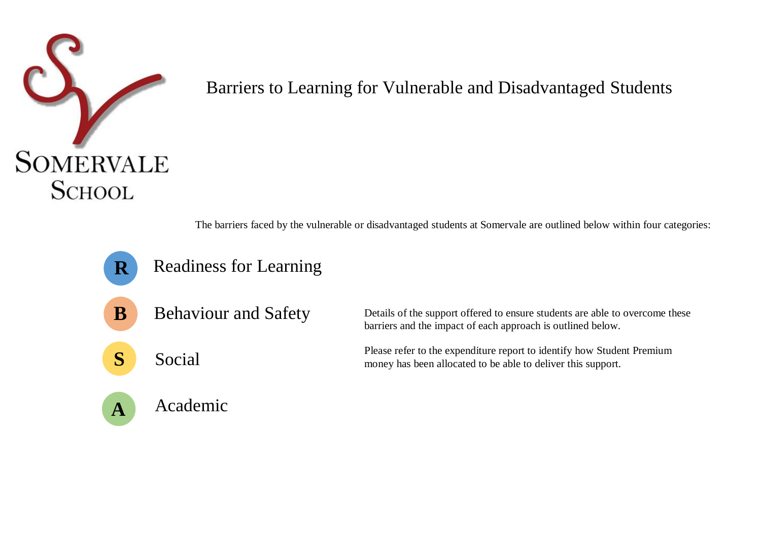Somervale School

# Barriers to Learning for Vulnerable and Disadvantaged Students

The barriers faced by the vulnerable or disadvantaged students at Somervale are outlined below within four categories:

- **R** Readiness for Learning
- **B** Behaviour and Safety
- **S** Social
- **A** Academic

Details of the support offered to ensure students are able to overcome these barriers and the impact of each approach is outlined below.

Please refer to the expenditure report to identify how Student Premium money has been allocated to be able to deliver this support.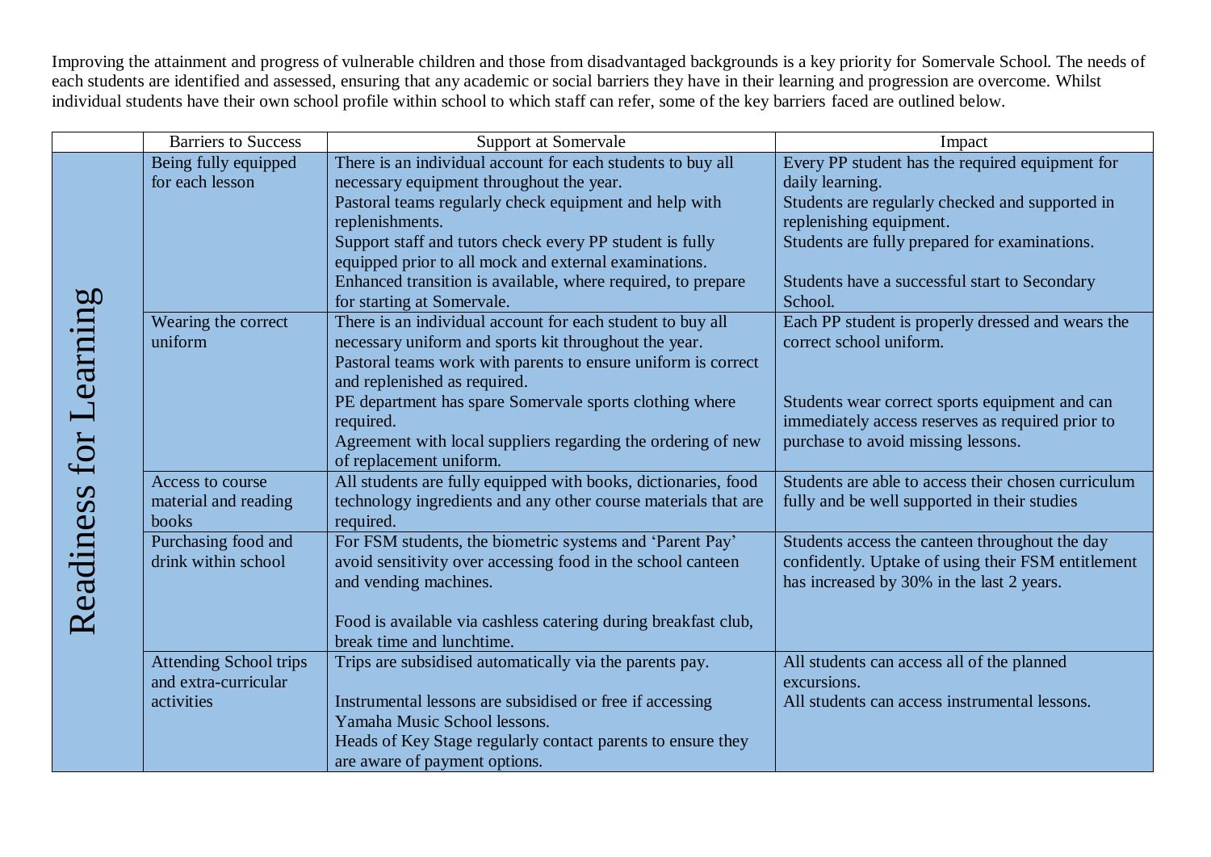Improving the attainment and progress of vulnerable children and those from disadvantaged backgrounds is a key priority for Somervale School. The needs of each students are identified and assessed, ensuring that any academic or social barriers they have in their learning and progression are overcome. Whilst individual students have their own school profile within school to which staff can refer, some of the key barriers faced are outlined below.

| | Barriers to Success | Support at Somervale | Impact |
|---|---|---|---|
| Readiness for Learning | Being fully equipped for each lesson | There is an individual account for each students to buy all necessary equipment throughout the year.<br>Pastoral teams regularly check equipment and help with replenishments.<br>Support staff and tutors check every PP student is fully equipped prior to all mock and external examinations.<br>Enhanced transition is available, where required, to prepare for starting at Somervale. | Every PP student has the required equipment for daily learning.<br>Students are regularly checked and supported in replenishing equipment.<br>Students are fully prepared for examinations.<br><br>Students have a successful start to Secondary School. |
| | Wearing the correct uniform | There is an individual account for each student to buy all necessary uniform and sports kit throughout the year.<br>Pastoral teams work with parents to ensure uniform is correct and replenished as required.<br>PE department has spare Somervale sports clothing where required.<br>Agreement with local suppliers regarding the ordering of new of replacement uniform. | Each PP student is properly dressed and wears the correct school uniform.<br><br><br>Students wear correct sports equipment and can immediately access reserves as required prior to purchase to avoid missing lessons. |
| | Access to course material and reading books | All students are fully equipped with books, dictionaries, food technology ingredients and any other course materials that are required. | Students are able to access their chosen curriculum fully and be well supported in their studies |
| | Purchasing food and drink within school | For FSM students, the biometric systems and 'Parent Pay' avoid sensitivity over accessing food in the school canteen and vending machines.<br><br>Food is available via cashless catering during breakfast club, break time and lunchtime. | Students access the canteen throughout the day confidently. Uptake of using their FSM entitlement has increased by 30% in the last 2 years. |
| | Attending School trips and extra-curricular activities | Trips are subsidised automatically via the parents pay.<br><br>Instrumental lessons are subsidised or free if accessing Yamaha Music School lessons.<br>Heads of Key Stage regularly contact parents to ensure they are aware of payment options. | All students can access all of the planned excursions.<br>All students can access instrumental lessons. |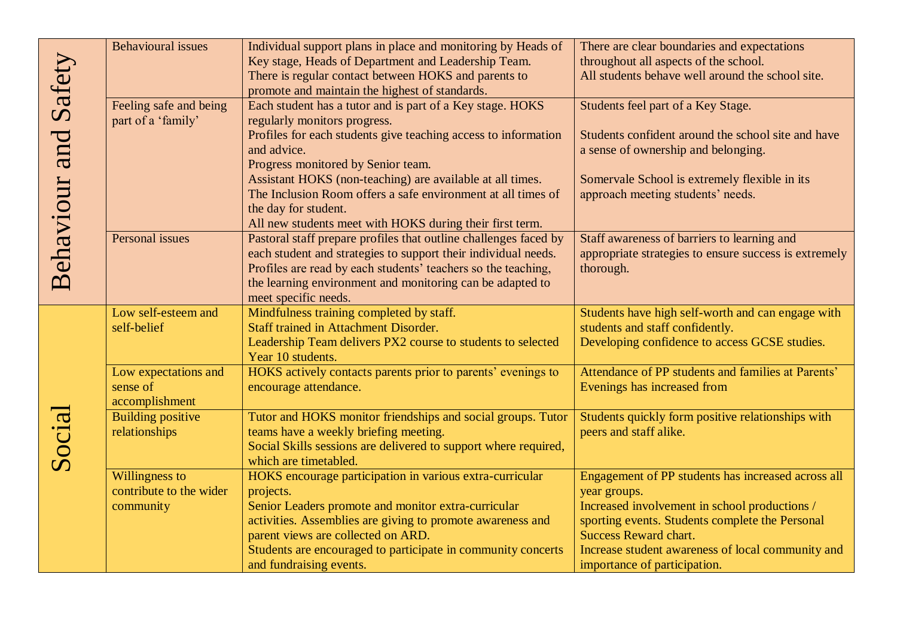| | | | |
|---|---|---|---|
| Behaviour and Safety | Behavioural issues | Individual support plans in place and monitoring by Heads of Key stage, Heads of Department and Leadership Team.<br>There is regular contact between HOKS and parents to promote and maintain the highest of standards. | There are clear boundaries and expectations throughout all aspects of the school.<br>All students behave well around the school site. |
| | Feeling safe and being part of a 'family' | Each student has a tutor and is part of a Key stage. HOKS regularly monitors progress.<br>Profiles for each students give teaching access to information and advice.<br>Progress monitored by Senior team.<br>Assistant HOKS (non-teaching) are available at all times.<br>The Inclusion Room offers a safe environment at all times of the day for student.<br>All new students meet with HOKS during their first term. | Students feel part of a Key Stage.<br><br>Students confident around the school site and have a sense of ownership and belonging.<br><br>Somervale School is extremely flexible in its approach meeting students' needs. |
| | Personal issues | Pastoral staff prepare profiles that outline challenges faced by each student and strategies to support their individual needs.<br>Profiles are read by each students' teachers so the teaching, the learning environment and monitoring can be adapted to meet specific needs. | Staff awareness of barriers to learning and appropriate strategies to ensure success is extremely thorough. |
| Social | Low self-esteem and self-belief | Mindfulness training completed by staff.<br>Staff trained in Attachment Disorder.<br>Leadership Team delivers PX2 course to students to selected Year 10 students. | Students have high self-worth and can engage with students and staff confidently.<br>Developing confidence to access GCSE studies. |
| | Low expectations and sense of accomplishment | HOKS actively contacts parents prior to parents' evenings to encourage attendance. | Attendance of PP students and families at Parents' Evenings has increased from |
| | Building positive relationships | Tutor and HOKS monitor friendships and social groups. Tutor teams have a weekly briefing meeting.<br>Social Skills sessions are delivered to support where required, which are timetabled. | Students quickly form positive relationships with peers and staff alike. |
| | Willingness to contribute to the wider community | HOKS encourage participation in various extra-curricular projects.<br>Senior Leaders promote and monitor extra-curricular activities. Assemblies are giving to promote awareness and parent views are collected on ARD.<br>Students are encouraged to participate in community concerts and fundraising events. | Engagement of PP students has increased across all year groups.<br>Increased involvement in school productions / sporting events. Students complete the Personal Success Reward chart.<br>Increase student awareness of local community and importance of participation. |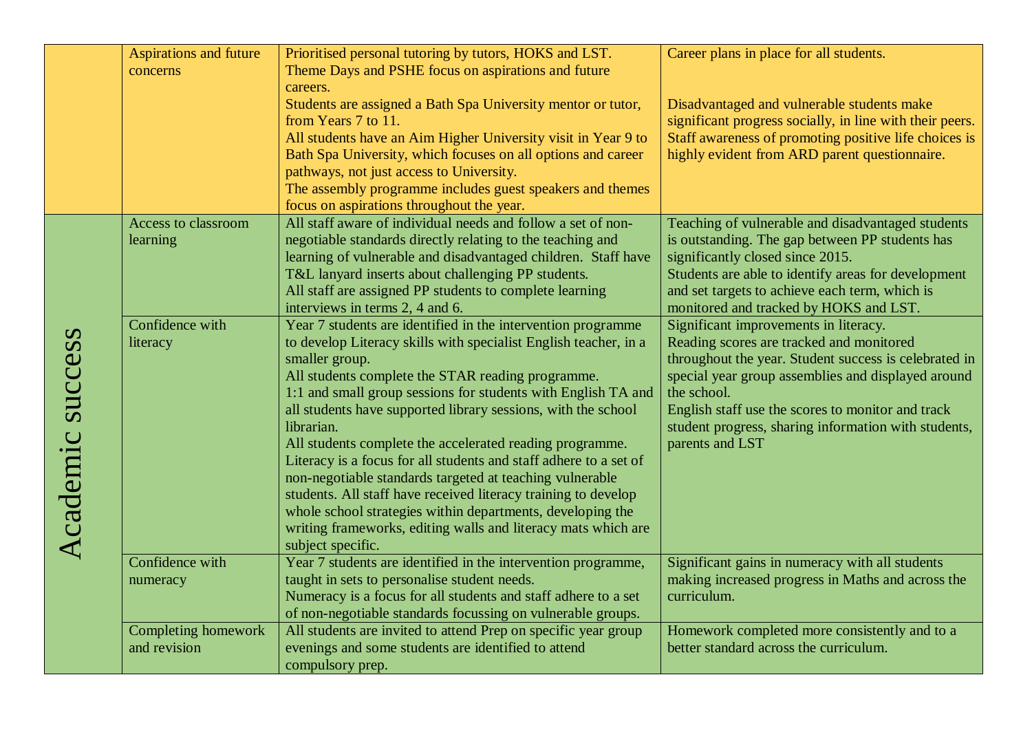| | | | |
|---|---|---|---|
| | Aspirations and future concerns | Prioritised personal tutoring by tutors, HOKS and LST.<br>Theme Days and PSHE focus on aspirations and future careers.<br>Students are assigned a Bath Spa University mentor or tutor, from Years 7 to 11.<br>All students have an Aim Higher University visit in Year 9 to Bath Spa University, which focuses on all options and career pathways, not just access to University.<br>The assembly programme includes guest speakers and themes focus on aspirations throughout the year. | Career plans in place for all students.<br><br>Disadvantaged and vulnerable students make significant progress socially, in line with their peers.<br>Staff awareness of promoting positive life choices is highly evident from ARD parent questionnaire. |
| Academic success | Access to classroom learning | All staff aware of individual needs and follow a set of non-negotiable standards directly relating to the teaching and learning of vulnerable and disadvantaged children. Staff have T&L lanyard inserts about challenging PP students.<br>All staff are assigned PP students to complete learning interviews in terms 2, 4 and 6. | Teaching of vulnerable and disadvantaged students is outstanding. The gap between PP students has significantly closed since 2015.<br>Students are able to identify areas for development and set targets to achieve each term, which is monitored and tracked by HOKS and LST. |
| | Confidence with literacy | Year 7 students are identified in the intervention programme to develop Literacy skills with specialist English teacher, in a smaller group.<br>All students complete the STAR reading programme.<br>1:1 and small group sessions for students with English TA and all students have supported library sessions, with the school librarian.<br>All students complete the accelerated reading programme.<br>Literacy is a focus for all students and staff adhere to a set of non-negotiable standards targeted at teaching vulnerable students. All staff have received literacy training to develop whole school strategies within departments, developing the writing frameworks, editing walls and literacy mats which are subject specific. | Significant improvements in literacy.<br>Reading scores are tracked and monitored throughout the year. Student success is celebrated in special year group assemblies and displayed around the school.<br>English staff use the scores to monitor and track student progress, sharing information with students, parents and LST |
| | Confidence with numeracy | Year 7 students are identified in the intervention programme, taught in sets to personalise student needs.<br>Numeracy is a focus for all students and staff adhere to a set of non-negotiable standards focussing on vulnerable groups. | Significant gains in numeracy with all students making increased progress in Maths and across the curriculum. |
| | Completing homework and revision | All students are invited to attend Prep on specific year group evenings and some students are identified to attend compulsory prep. | Homework completed more consistently and to a better standard across the curriculum. |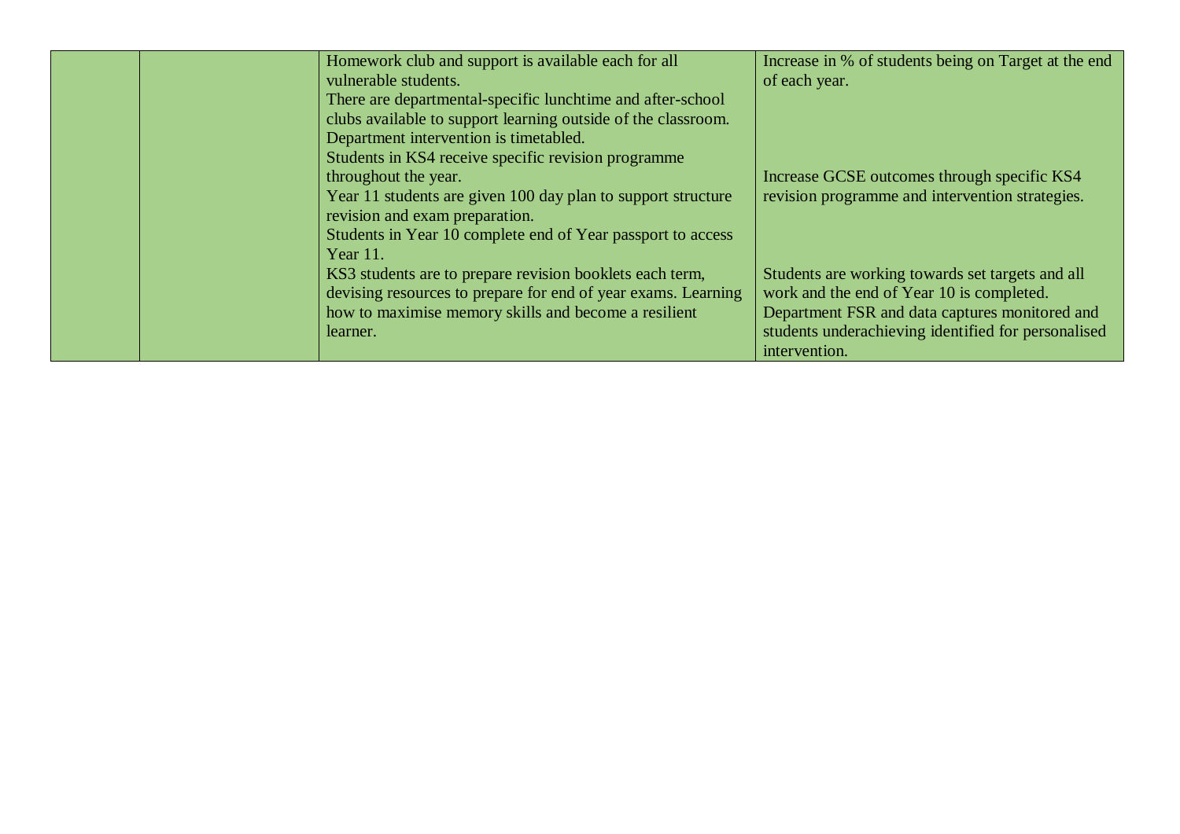| | | | |
|---|---|---|---|
| | | Homework club and support is available each for all vulnerable students.<br>There are departmental-specific lunchtime and after-school clubs available to support learning outside of the classroom.<br>Department intervention is timetabled.<br>Students in KS4 receive specific revision programme throughout the year.<br>Year 11 students are given 100 day plan to support structure revision and exam preparation.<br>Students in Year 10 complete end of Year passport to access Year 11.<br>KS3 students are to prepare revision booklets each term, devising resources to prepare for end of year exams. Learning how to maximise memory skills and become a resilient learner. | Increase in % of students being on Target at the end of each year.<br><br><br><br><br>Increase GCSE outcomes through specific KS4 revision programme and intervention strategies.<br><br><br><br>Students are working towards set targets and all work and the end of Year 10 is completed.<br>Department FSR and data captures monitored and students underachieving identified for personalised intervention. |